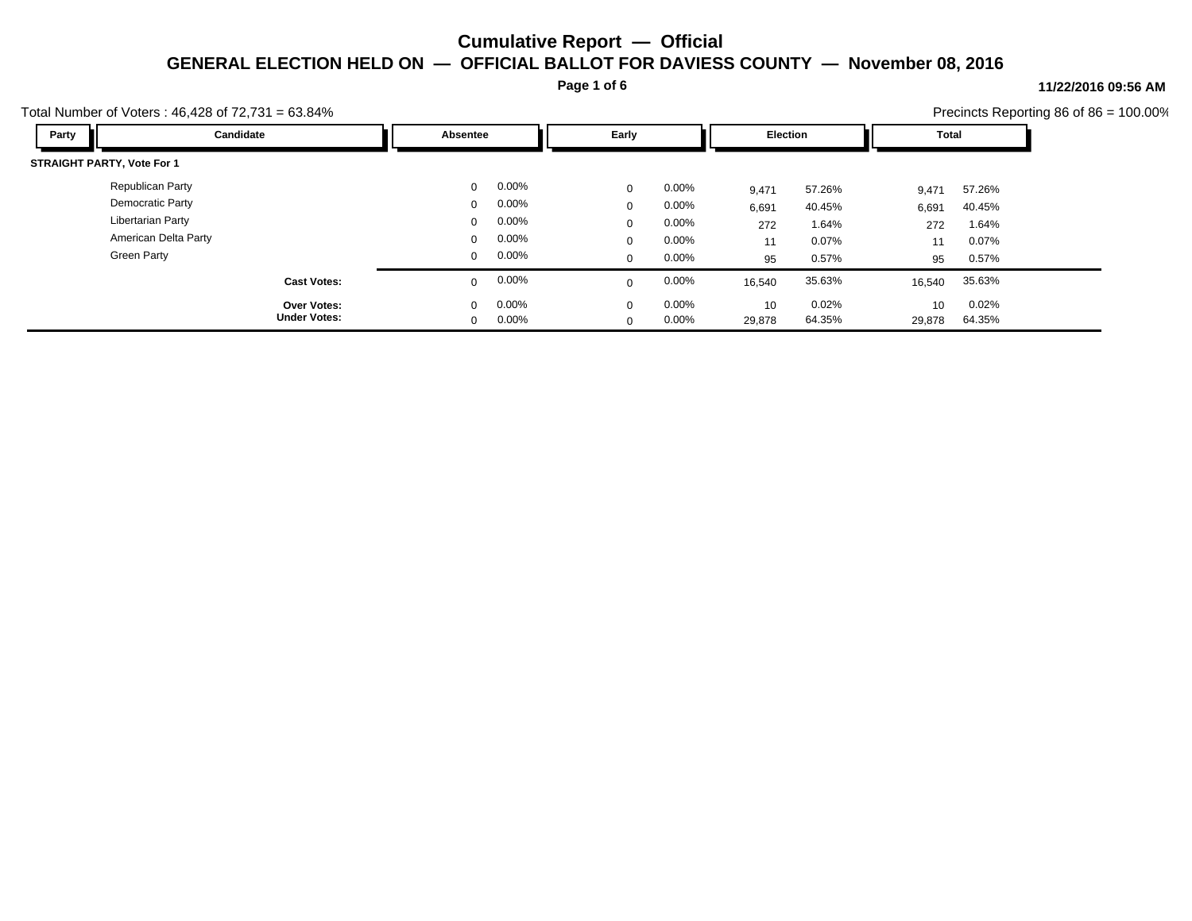# Cumulative Report — Official

## GENERAL ELECTION HELD ON — OFFICIAL BALLOT FOR DAVIESS COUNTY — November 08, 2016

**11/22/2016 09:56 AM**

Total Number of Voters : 46,428 of 72,731 = 63.84%

Precincts Reporting 86 of 86 = 100.00%

| Party | Candidate | Absentee | | Early | | Election | | Total | |
|---|---|---|---|---|---|---|---|---|---|
| **STRAIGHT PARTY, Vote For 1** | | | | | | | | | |
| | Republican Party | 0 | 0.00% | 0 | 0.00% | 9,471 | 57.26% | 9,471 | 57.26% |
| | Democratic Party | 0 | 0.00% | 0 | 0.00% | 6,691 | 40.45% | 6,691 | 40.45% |
| | Libertarian Party | 0 | 0.00% | 0 | 0.00% | 272 | 1.64% | 272 | 1.64% |
| | American Delta Party | 0 | 0.00% | 0 | 0.00% | 11 | 0.07% | 11 | 0.07% |
| | Green Party | 0 | 0.00% | 0 | 0.00% | 95 | 0.57% | 95 | 0.57% |
| | **Cast Votes:** | 0 | 0.00% | 0 | 0.00% | 16,540 | 35.63% | 16,540 | 35.63% |
| | **Over Votes:** | 0 | 0.00% | 0 | 0.00% | 10 | 0.02% | 10 | 0.02% |
| | **Under Votes:** | 0 | 0.00% | 0 | 0.00% | 29,878 | 64.35% | 29,878 | 64.35% |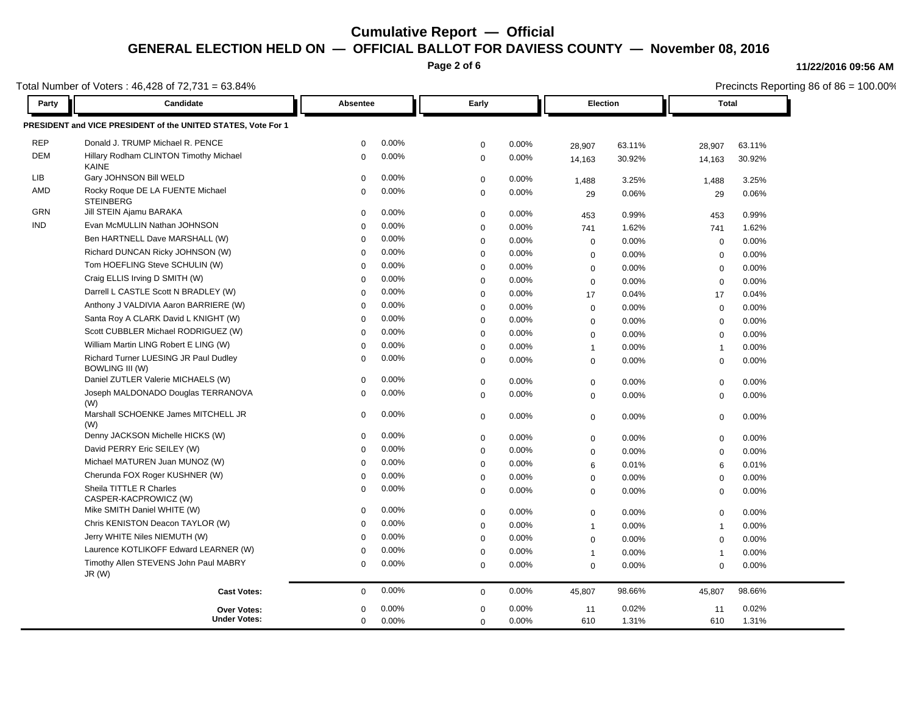# Cumulative Report — Official

## GENERAL ELECTION HELD ON — OFFICIAL BALLOT FOR DAVIESS COUNTY — November 08, 2016

11/22/2016 09:56 AM

Total Number of Voters : 46,428 of 72,731 = 63.84%

Precincts Reporting 86 of 86 = 100.00%

| Party | Candidate | Absentee | | Early | | Election | | Total | |
|---|---|---|---|---|---|---|---|---|---|
| **PRESIDENT and VICE PRESIDENT of the UNITED STATES, Vote For 1** | | | | | | | | | |
| REP | Donald J. TRUMP Michael R. PENCE | 0 | 0.00% | 0 | 0.00% | 28,907 | 63.11% | 28,907 | 63.11% |
| DEM | Hillary Rodham CLINTON Timothy Michael KAINE | 0 | 0.00% | 0 | 0.00% | 14,163 | 30.92% | 14,163 | 30.92% |
| LIB | Gary JOHNSON Bill WELD | 0 | 0.00% | 0 | 0.00% | 1,488 | 3.25% | 1,488 | 3.25% |
| AMD | Rocky Roque DE LA FUENTE Michael STEINBERG | 0 | 0.00% | 0 | 0.00% | 29 | 0.06% | 29 | 0.06% |
| GRN | Jill STEIN Ajamu BARAKA | 0 | 0.00% | 0 | 0.00% | 453 | 0.99% | 453 | 0.99% |
| IND | Evan McMULLIN Nathan JOHNSON | 0 | 0.00% | 0 | 0.00% | 741 | 1.62% | 741 | 1.62% |
| | Ben HARTNELL Dave MARSHALL (W) | 0 | 0.00% | 0 | 0.00% | 0 | 0.00% | 0 | 0.00% |
| | Richard DUNCAN Ricky JOHNSON (W) | 0 | 0.00% | 0 | 0.00% | 0 | 0.00% | 0 | 0.00% |
| | Tom HOEFLING Steve SCHULIN (W) | 0 | 0.00% | 0 | 0.00% | 0 | 0.00% | 0 | 0.00% |
| | Craig ELLIS Irving D SMITH (W) | 0 | 0.00% | 0 | 0.00% | 0 | 0.00% | 0 | 0.00% |
| | Darrell L CASTLE Scott N BRADLEY (W) | 0 | 0.00% | 0 | 0.00% | 17 | 0.04% | 17 | 0.04% |
| | Anthony J VALDIVIA Aaron BARRIERE (W) | 0 | 0.00% | 0 | 0.00% | 0 | 0.00% | 0 | 0.00% |
| | Santa Roy A CLARK David L KNIGHT (W) | 0 | 0.00% | 0 | 0.00% | 0 | 0.00% | 0 | 0.00% |
| | Scott CUBBLER Michael RODRIGUEZ (W) | 0 | 0.00% | 0 | 0.00% | 0 | 0.00% | 0 | 0.00% |
| | William Martin LING Robert E LING (W) | 0 | 0.00% | 0 | 0.00% | 1 | 0.00% | 1 | 0.00% |
| | Richard Turner LUESING JR Paul Dudley BOWLING III (W) | 0 | 0.00% | 0 | 0.00% | 0 | 0.00% | 0 | 0.00% |
| | Daniel ZUTLER Valerie MICHAELS (W) | 0 | 0.00% | 0 | 0.00% | 0 | 0.00% | 0 | 0.00% |
| | Joseph MALDONADO Douglas TERRANOVA (W) | 0 | 0.00% | 0 | 0.00% | 0 | 0.00% | 0 | 0.00% |
| | Marshall SCHOENKE James MITCHELL JR (W) | 0 | 0.00% | 0 | 0.00% | 0 | 0.00% | 0 | 0.00% |
| | Denny JACKSON Michelle HICKS (W) | 0 | 0.00% | 0 | 0.00% | 0 | 0.00% | 0 | 0.00% |
| | David PERRY Eric SEILEY (W) | 0 | 0.00% | 0 | 0.00% | 0 | 0.00% | 0 | 0.00% |
| | Michael MATUREN Juan MUNOZ (W) | 0 | 0.00% | 0 | 0.00% | 6 | 0.01% | 6 | 0.01% |
| | Cherunda FOX Roger KUSHNER (W) | 0 | 0.00% | 0 | 0.00% | 0 | 0.00% | 0 | 0.00% |
| | Sheila TITTLE R Charles CASPER-KACPROWICZ (W) | 0 | 0.00% | 0 | 0.00% | 0 | 0.00% | 0 | 0.00% |
| | Mike SMITH Daniel WHITE (W) | 0 | 0.00% | 0 | 0.00% | 0 | 0.00% | 0 | 0.00% |
| | Chris KENISTON Deacon TAYLOR (W) | 0 | 0.00% | 0 | 0.00% | 1 | 0.00% | 1 | 0.00% |
| | Jerry WHITE Niles NIEMUTH (W) | 0 | 0.00% | 0 | 0.00% | 0 | 0.00% | 0 | 0.00% |
| | Laurence KOTLIKOFF Edward LEARNER (W) | 0 | 0.00% | 0 | 0.00% | 1 | 0.00% | 1 | 0.00% |
| | Timothy Allen STEVENS John Paul MABRY JR (W) | 0 | 0.00% | 0 | 0.00% | 0 | 0.00% | 0 | 0.00% |
| | **Cast Votes:** | 0 | 0.00% | 0 | 0.00% | 45,807 | 98.66% | 45,807 | 98.66% |
| | **Over Votes:** | 0 | 0.00% | 0 | 0.00% | 11 | 0.02% | 11 | 0.02% |
| | **Under Votes:** | 0 | 0.00% | 0 | 0.00% | 610 | 1.31% | 610 | 1.31% |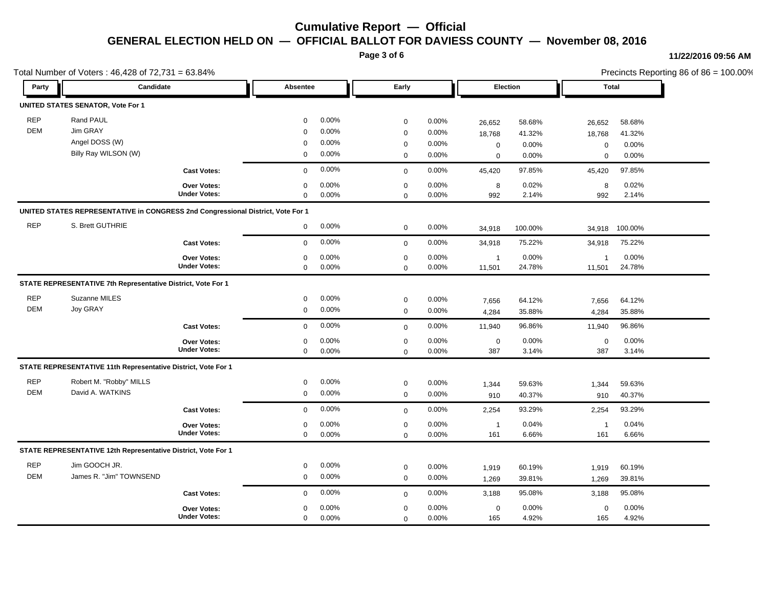# Cumulative Report — Official

## GENERAL ELECTION HELD ON — OFFICIAL BALLOT FOR DAVIESS COUNTY — November 08, 2016

11/22/2016 09:56 AM

Total Number of Voters : 46,428 of 72,731 = 63.84%

Precincts Reporting 86 of 86 = 100.00%

| Party | Candidate | Absentee | | Early | | Election | | Total | |
|---|---|---|---|---|---|---|---|---|---|
| **UNITED STATES SENATOR, Vote For 1** | | | | | | | | | |
| REP | Rand PAUL | 0 | 0.00% | 0 | 0.00% | 26,652 | 58.68% | 26,652 | 58.68% |
| DEM | Jim GRAY | 0 | 0.00% | 0 | 0.00% | 18,768 | 41.32% | 18,768 | 41.32% |
| | Angel DOSS (W) | 0 | 0.00% | 0 | 0.00% | 0 | 0.00% | 0 | 0.00% |
| | Billy Ray WILSON (W) | 0 | 0.00% | 0 | 0.00% | 0 | 0.00% | 0 | 0.00% |
| | **Cast Votes:** | 0 | 0.00% | 0 | 0.00% | 45,420 | 97.85% | 45,420 | 97.85% |
| | **Over Votes:** | 0 | 0.00% | 0 | 0.00% | 8 | 0.02% | 8 | 0.02% |
| | **Under Votes:** | 0 | 0.00% | 0 | 0.00% | 992 | 2.14% | 992 | 2.14% |
| **UNITED STATES REPRESENTATIVE in CONGRESS 2nd Congressional District, Vote For 1** | | | | | | | | | |
| REP | S. Brett GUTHRIE | 0 | 0.00% | 0 | 0.00% | 34,918 | 100.00% | 34,918 | 100.00% |
| | **Cast Votes:** | 0 | 0.00% | 0 | 0.00% | 34,918 | 75.22% | 34,918 | 75.22% |
| | **Over Votes:** | 0 | 0.00% | 0 | 0.00% | 1 | 0.00% | 1 | 0.00% |
| | **Under Votes:** | 0 | 0.00% | 0 | 0.00% | 11,501 | 24.78% | 11,501 | 24.78% |
| **STATE REPRESENTATIVE 7th Representative District, Vote For 1** | | | | | | | | | |
| REP | Suzanne MILES | 0 | 0.00% | 0 | 0.00% | 7,656 | 64.12% | 7,656 | 64.12% |
| DEM | Joy GRAY | 0 | 0.00% | 0 | 0.00% | 4,284 | 35.88% | 4,284 | 35.88% |
| | **Cast Votes:** | 0 | 0.00% | 0 | 0.00% | 11,940 | 96.86% | 11,940 | 96.86% |
| | **Over Votes:** | 0 | 0.00% | 0 | 0.00% | 0 | 0.00% | 0 | 0.00% |
| | **Under Votes:** | 0 | 0.00% | 0 | 0.00% | 387 | 3.14% | 387 | 3.14% |
| **STATE REPRESENTATIVE 11th Representative District, Vote For 1** | | | | | | | | | |
| REP | Robert M. "Robby" MILLS | 0 | 0.00% | 0 | 0.00% | 1,344 | 59.63% | 1,344 | 59.63% |
| DEM | David A. WATKINS | 0 | 0.00% | 0 | 0.00% | 910 | 40.37% | 910 | 40.37% |
| | **Cast Votes:** | 0 | 0.00% | 0 | 0.00% | 2,254 | 93.29% | 2,254 | 93.29% |
| | **Over Votes:** | 0 | 0.00% | 0 | 0.00% | 1 | 0.04% | 1 | 0.04% |
| | **Under Votes:** | 0 | 0.00% | 0 | 0.00% | 161 | 6.66% | 161 | 6.66% |
| **STATE REPRESENTATIVE 12th Representative District, Vote For 1** | | | | | | | | | |
| REP | Jim GOOCH JR. | 0 | 0.00% | 0 | 0.00% | 1,919 | 60.19% | 1,919 | 60.19% |
| DEM | James R. "Jim" TOWNSEND | 0 | 0.00% | 0 | 0.00% | 1,269 | 39.81% | 1,269 | 39.81% |
| | **Cast Votes:** | 0 | 0.00% | 0 | 0.00% | 3,188 | 95.08% | 3,188 | 95.08% |
| | **Over Votes:** | 0 | 0.00% | 0 | 0.00% | 0 | 0.00% | 0 | 0.00% |
| | **Under Votes:** | 0 | 0.00% | 0 | 0.00% | 165 | 4.92% | 165 | 4.92% |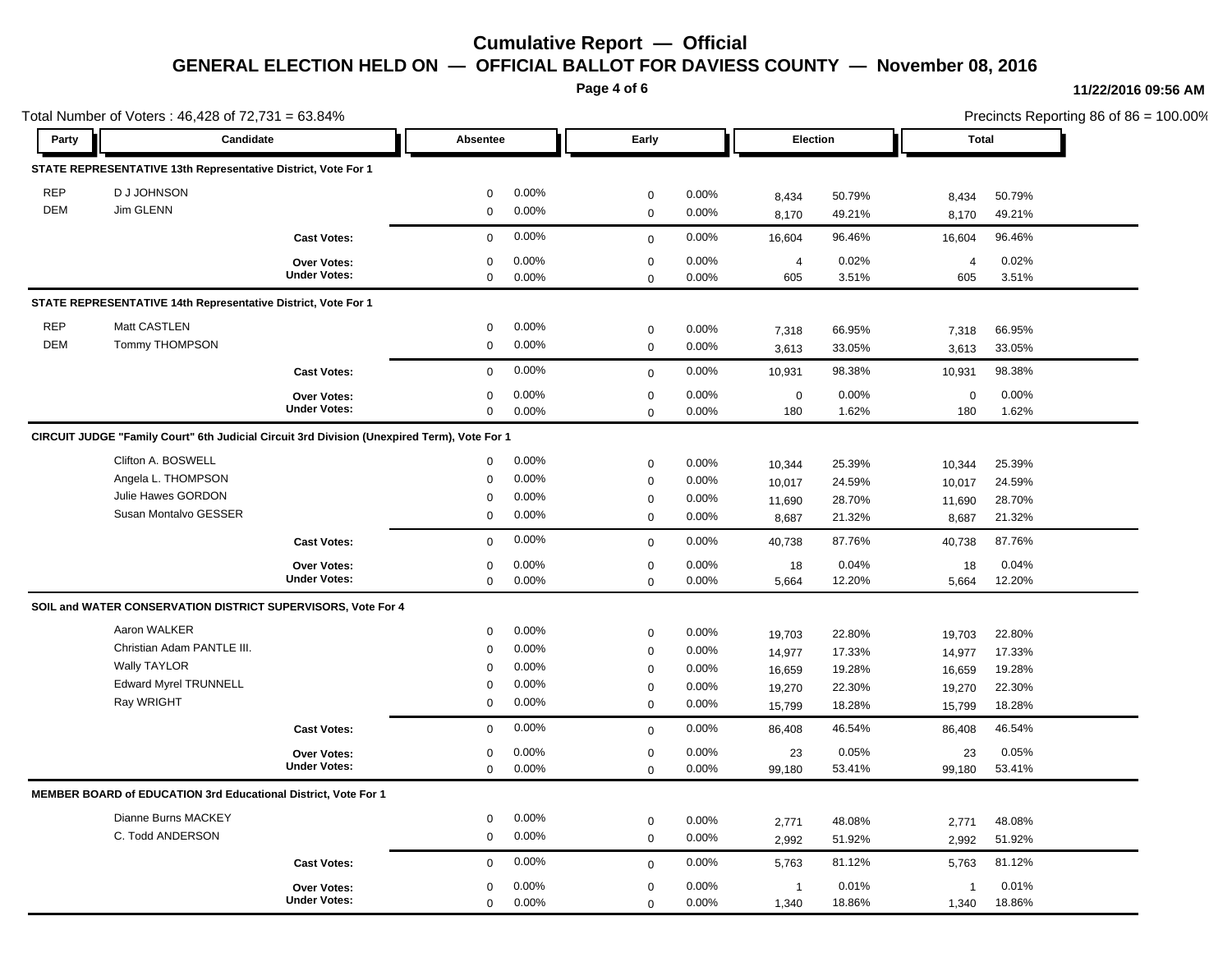# Cumulative Report — Official

## GENERAL ELECTION HELD ON — OFFICIAL BALLOT FOR DAVIESS COUNTY — November 08, 2016

11/22/2016 09:56 AM

Total Number of Voters : 46,428 of 72,731 = 63.84%

Precincts Reporting 86 of 86 = 100.00%

| Party | Candidate | Absentee | | Early | | Election | | Total | |
|---|---|---|---|---|---|---|---|---|---|
| **STATE REPRESENTATIVE 13th Representative District, Vote For 1** | | | | | | | | | |
| REP | D J JOHNSON | 0 | 0.00% | 0 | 0.00% | 8,434 | 50.79% | 8,434 | 50.79% |
| DEM | Jim GLENN | 0 | 0.00% | 0 | 0.00% | 8,170 | 49.21% | 8,170 | 49.21% |
| | **Cast Votes:** | 0 | 0.00% | 0 | 0.00% | 16,604 | 96.46% | 16,604 | 96.46% |
| | **Over Votes:** | 0 | 0.00% | 0 | 0.00% | 4 | 0.02% | 4 | 0.02% |
| | **Under Votes:** | 0 | 0.00% | 0 | 0.00% | 605 | 3.51% | 605 | 3.51% |
| **STATE REPRESENTATIVE 14th Representative District, Vote For 1** | | | | | | | | | |
| REP | Matt CASTLEN | 0 | 0.00% | 0 | 0.00% | 7,318 | 66.95% | 7,318 | 66.95% |
| DEM | Tommy THOMPSON | 0 | 0.00% | 0 | 0.00% | 3,613 | 33.05% | 3,613 | 33.05% |
| | **Cast Votes:** | 0 | 0.00% | 0 | 0.00% | 10,931 | 98.38% | 10,931 | 98.38% |
| | **Over Votes:** | 0 | 0.00% | 0 | 0.00% | 0 | 0.00% | 0 | 0.00% |
| | **Under Votes:** | 0 | 0.00% | 0 | 0.00% | 180 | 1.62% | 180 | 1.62% |
| **CIRCUIT JUDGE "Family Court" 6th Judicial Circuit 3rd Division (Unexpired Term), Vote For 1** | | | | | | | | | |
| | Clifton A. BOSWELL | 0 | 0.00% | 0 | 0.00% | 10,344 | 25.39% | 10,344 | 25.39% |
| | Angela L. THOMPSON | 0 | 0.00% | 0 | 0.00% | 10,017 | 24.59% | 10,017 | 24.59% |
| | Julie Hawes GORDON | 0 | 0.00% | 0 | 0.00% | 11,690 | 28.70% | 11,690 | 28.70% |
| | Susan Montalvo GESSER | 0 | 0.00% | 0 | 0.00% | 8,687 | 21.32% | 8,687 | 21.32% |
| | **Cast Votes:** | 0 | 0.00% | 0 | 0.00% | 40,738 | 87.76% | 40,738 | 87.76% |
| | **Over Votes:** | 0 | 0.00% | 0 | 0.00% | 18 | 0.04% | 18 | 0.04% |
| | **Under Votes:** | 0 | 0.00% | 0 | 0.00% | 5,664 | 12.20% | 5,664 | 12.20% |
| **SOIL and WATER CONSERVATION DISTRICT SUPERVISORS, Vote For 4** | | | | | | | | | |
| | Aaron WALKER | 0 | 0.00% | 0 | 0.00% | 19,703 | 22.80% | 19,703 | 22.80% |
| | Christian Adam PANTLE III. | 0 | 0.00% | 0 | 0.00% | 14,977 | 17.33% | 14,977 | 17.33% |
| | Wally TAYLOR | 0 | 0.00% | 0 | 0.00% | 16,659 | 19.28% | 16,659 | 19.28% |
| | Edward Myrel TRUNNELL | 0 | 0.00% | 0 | 0.00% | 19,270 | 22.30% | 19,270 | 22.30% |
| | Ray WRIGHT | 0 | 0.00% | 0 | 0.00% | 15,799 | 18.28% | 15,799 | 18.28% |
| | **Cast Votes:** | 0 | 0.00% | 0 | 0.00% | 86,408 | 46.54% | 86,408 | 46.54% |
| | **Over Votes:** | 0 | 0.00% | 0 | 0.00% | 23 | 0.05% | 23 | 0.05% |
| | **Under Votes:** | 0 | 0.00% | 0 | 0.00% | 99,180 | 53.41% | 99,180 | 53.41% |
| **MEMBER BOARD of EDUCATION 3rd Educational District, Vote For 1** | | | | | | | | | |
| | Dianne Burns MACKEY | 0 | 0.00% | 0 | 0.00% | 2,771 | 48.08% | 2,771 | 48.08% |
| | C. Todd ANDERSON | 0 | 0.00% | 0 | 0.00% | 2,992 | 51.92% | 2,992 | 51.92% |
| | **Cast Votes:** | 0 | 0.00% | 0 | 0.00% | 5,763 | 81.12% | 5,763 | 81.12% |
| | **Over Votes:** | 0 | 0.00% | 0 | 0.00% | 1 | 0.01% | 1 | 0.01% |
| | **Under Votes:** | 0 | 0.00% | 0 | 0.00% | 1,340 | 18.86% | 1,340 | 18.86% |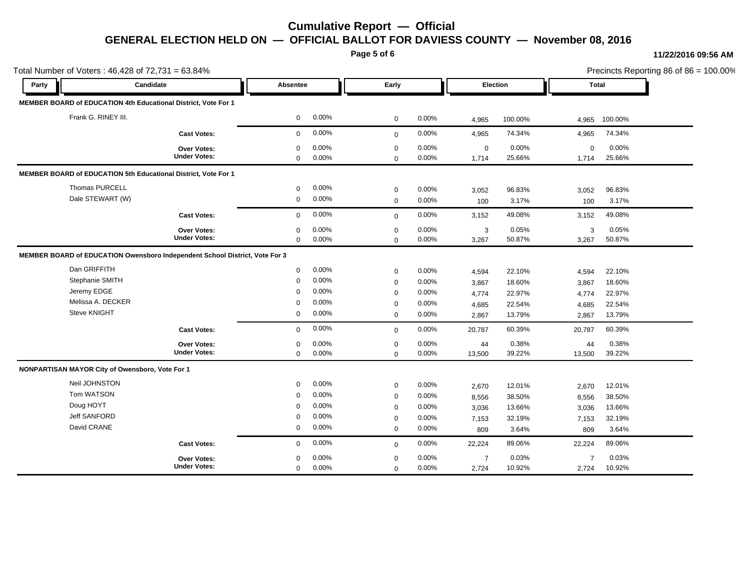# Cumulative Report — Official

## GENERAL ELECTION HELD ON — OFFICIAL BALLOT FOR DAVIESS COUNTY — November 08, 2016

11/22/2016 09:56 AM

Total Number of Voters : 46,428 of 72,731 = 63.84%

Precincts Reporting 86 of 86 = 100.00%

| Party | Candidate | Absentee | | Early | | Election | | Total | |
|---|---|---|---|---|---|---|---|---|---|
| **MEMBER BOARD of EDUCATION 4th Educational District, Vote For 1** | | | | | | | | | |
| | Frank G. RINEY III. | 0 | 0.00% | 0 | 0.00% | 4,965 | 100.00% | 4,965 | 100.00% |
| | **Cast Votes:** | 0 | 0.00% | 0 | 0.00% | 4,965 | 74.34% | 4,965 | 74.34% |
| | **Over Votes:** | 0 | 0.00% | 0 | 0.00% | 0 | 0.00% | 0 | 0.00% |
| | **Under Votes:** | 0 | 0.00% | 0 | 0.00% | 1,714 | 25.66% | 1,714 | 25.66% |
| **MEMBER BOARD of EDUCATION 5th Educational District, Vote For 1** | | | | | | | | | |
| | Thomas PURCELL | 0 | 0.00% | 0 | 0.00% | 3,052 | 96.83% | 3,052 | 96.83% |
| | Dale STEWART (W) | 0 | 0.00% | 0 | 0.00% | 100 | 3.17% | 100 | 3.17% |
| | **Cast Votes:** | 0 | 0.00% | 0 | 0.00% | 3,152 | 49.08% | 3,152 | 49.08% |
| | **Over Votes:** | 0 | 0.00% | 0 | 0.00% | 3 | 0.05% | 3 | 0.05% |
| | **Under Votes:** | 0 | 0.00% | 0 | 0.00% | 3,267 | 50.87% | 3,267 | 50.87% |
| **MEMBER BOARD of EDUCATION Owensboro Independent School District, Vote For 3** | | | | | | | | | |
| | Dan GRIFFITH | 0 | 0.00% | 0 | 0.00% | 4,594 | 22.10% | 4,594 | 22.10% |
| | Stephanie SMITH | 0 | 0.00% | 0 | 0.00% | 3,867 | 18.60% | 3,867 | 18.60% |
| | Jeremy EDGE | 0 | 0.00% | 0 | 0.00% | 4,774 | 22.97% | 4,774 | 22.97% |
| | Melissa A. DECKER | 0 | 0.00% | 0 | 0.00% | 4,685 | 22.54% | 4,685 | 22.54% |
| | Steve KNIGHT | 0 | 0.00% | 0 | 0.00% | 2,867 | 13.79% | 2,867 | 13.79% |
| | **Cast Votes:** | 0 | 0.00% | 0 | 0.00% | 20,787 | 60.39% | 20,787 | 60.39% |
| | **Over Votes:** | 0 | 0.00% | 0 | 0.00% | 44 | 0.38% | 44 | 0.38% |
| | **Under Votes:** | 0 | 0.00% | 0 | 0.00% | 13,500 | 39.22% | 13,500 | 39.22% |
| **NONPARTISAN MAYOR City of Owensboro, Vote For 1** | | | | | | | | | |
| | Neil JOHNSTON | 0 | 0.00% | 0 | 0.00% | 2,670 | 12.01% | 2,670 | 12.01% |
| | Tom WATSON | 0 | 0.00% | 0 | 0.00% | 8,556 | 38.50% | 8,556 | 38.50% |
| | Doug HOYT | 0 | 0.00% | 0 | 0.00% | 3,036 | 13.66% | 3,036 | 13.66% |
| | Jeff SANFORD | 0 | 0.00% | 0 | 0.00% | 7,153 | 32.19% | 7,153 | 32.19% |
| | David CRANE | 0 | 0.00% | 0 | 0.00% | 809 | 3.64% | 809 | 3.64% |
| | **Cast Votes:** | 0 | 0.00% | 0 | 0.00% | 22,224 | 89.06% | 22,224 | 89.06% |
| | **Over Votes:** | 0 | 0.00% | 0 | 0.00% | 7 | 0.03% | 7 | 0.03% |
| | **Under Votes:** | 0 | 0.00% | 0 | 0.00% | 2,724 | 10.92% | 2,724 | 10.92% |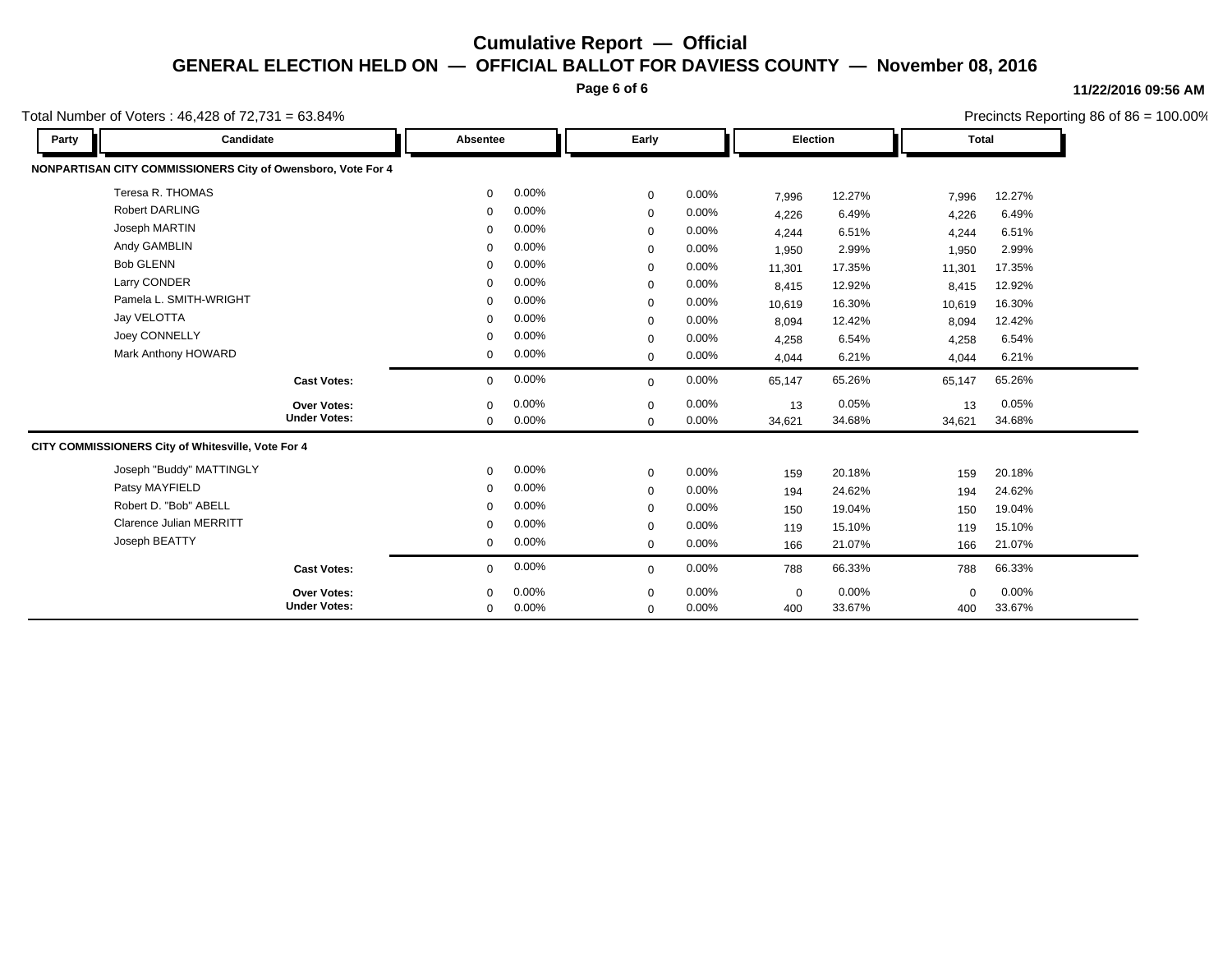# Cumulative Report — Official

## GENERAL ELECTION HELD ON — OFFICIAL BALLOT FOR DAVIESS COUNTY — November 08, 2016

11/22/2016 09:56 AM

Total Number of Voters : 46,428 of 72,731 = 63.84%

Precincts Reporting 86 of 86 = 100.00%

| Party | Candidate | Absentee | | Early | | Election | | Total | |
|---|---|---|---|---|---|---|---|---|---|
| **NONPARTISAN CITY COMMISSIONERS City of Owensboro, Vote For 4** | | | | | | | | | |
| | Teresa R. THOMAS | 0 | 0.00% | 0 | 0.00% | 7,996 | 12.27% | 7,996 | 12.27% |
| | Robert DARLING | 0 | 0.00% | 0 | 0.00% | 4,226 | 6.49% | 4,226 | 6.49% |
| | Joseph MARTIN | 0 | 0.00% | 0 | 0.00% | 4,244 | 6.51% | 4,244 | 6.51% |
| | Andy GAMBLIN | 0 | 0.00% | 0 | 0.00% | 1,950 | 2.99% | 1,950 | 2.99% |
| | Bob GLENN | 0 | 0.00% | 0 | 0.00% | 11,301 | 17.35% | 11,301 | 17.35% |
| | Larry CONDER | 0 | 0.00% | 0 | 0.00% | 8,415 | 12.92% | 8,415 | 12.92% |
| | Pamela L. SMITH-WRIGHT | 0 | 0.00% | 0 | 0.00% | 10,619 | 16.30% | 10,619 | 16.30% |
| | Jay VELOTTA | 0 | 0.00% | 0 | 0.00% | 8,094 | 12.42% | 8,094 | 12.42% |
| | Joey CONNELLY | 0 | 0.00% | 0 | 0.00% | 4,258 | 6.54% | 4,258 | 6.54% |
| | Mark Anthony HOWARD | 0 | 0.00% | 0 | 0.00% | 4,044 | 6.21% | 4,044 | 6.21% |
| | **Cast Votes:** | 0 | 0.00% | 0 | 0.00% | 65,147 | 65.26% | 65,147 | 65.26% |
| | **Over Votes:** | 0 | 0.00% | 0 | 0.00% | 13 | 0.05% | 13 | 0.05% |
| | **Under Votes:** | 0 | 0.00% | 0 | 0.00% | 34,621 | 34.68% | 34,621 | 34.68% |
| **CITY COMMISSIONERS City of Whitesville, Vote For 4** | | | | | | | | | |
| | Joseph "Buddy" MATTINGLY | 0 | 0.00% | 0 | 0.00% | 159 | 20.18% | 159 | 20.18% |
| | Patsy MAYFIELD | 0 | 0.00% | 0 | 0.00% | 194 | 24.62% | 194 | 24.62% |
| | Robert D. "Bob" ABELL | 0 | 0.00% | 0 | 0.00% | 150 | 19.04% | 150 | 19.04% |
| | Clarence Julian MERRITT | 0 | 0.00% | 0 | 0.00% | 119 | 15.10% | 119 | 15.10% |
| | Joseph BEATTY | 0 | 0.00% | 0 | 0.00% | 166 | 21.07% | 166 | 21.07% |
| | **Cast Votes:** | 0 | 0.00% | 0 | 0.00% | 788 | 66.33% | 788 | 66.33% |
| | **Over Votes:** | 0 | 0.00% | 0 | 0.00% | 0 | 0.00% | 0 | 0.00% |
| | **Under Votes:** | 0 | 0.00% | 0 | 0.00% | 400 | 33.67% | 400 | 33.67% |